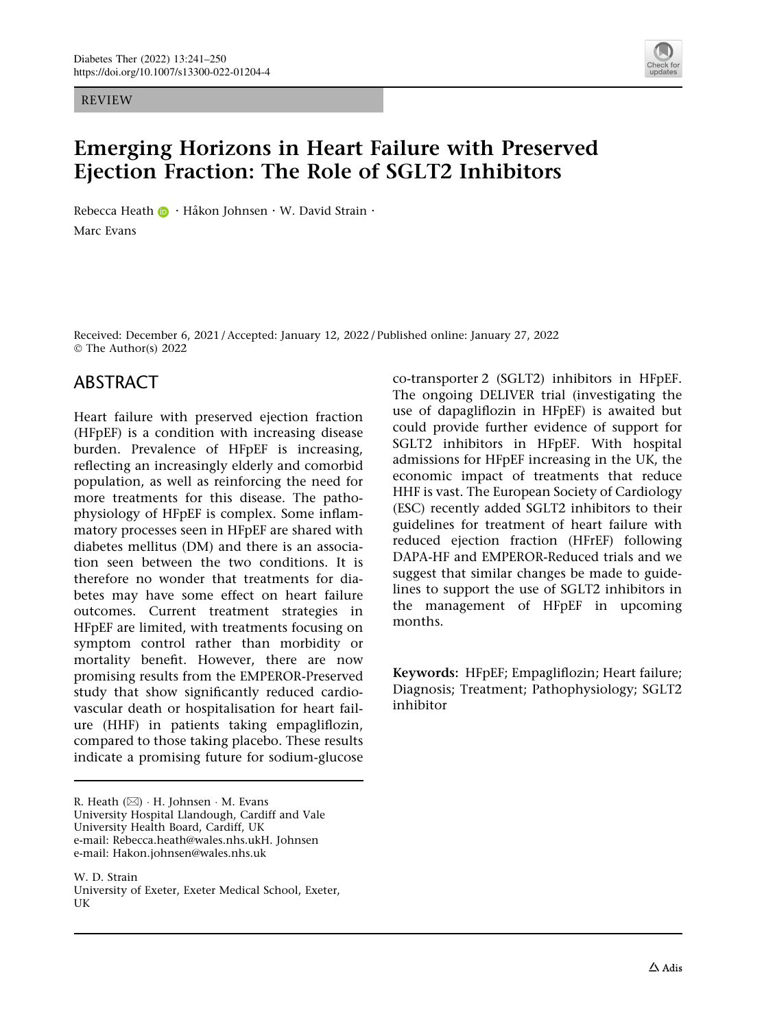REVIEW

# Emerging Horizons in Heart Failure with Preserved Ejection Fraction: The Role of SGLT2 Inhibitors

Rebecca Heath · Håkon Johnsen · W. David Strain · Marc Evans

Received: December 6, 2021 / Accepted: January 12, 2022 / Published online: January 27, 2022
© The Author(s) 2022

## ABSTRACT

Heart failure with preserved ejection fraction (HFpEF) is a condition with increasing disease burden. Prevalence of HFpEF is increasing, reflecting an increasingly elderly and comorbid population, as well as reinforcing the need for more treatments for this disease. The pathophysiology of HFpEF is complex. Some inflammatory processes seen in HFpEF are shared with diabetes mellitus (DM) and there is an association seen between the two conditions. It is therefore no wonder that treatments for diabetes may have some effect on heart failure outcomes. Current treatment strategies in HFpEF are limited, with treatments focusing on symptom control rather than morbidity or mortality benefit. However, there are now promising results from the EMPEROR-Preserved study that show significantly reduced cardiovascular death or hospitalisation for heart failure (HHF) in patients taking empagliflozin, compared to those taking placebo. These results indicate a promising future for sodium-glucose co-transporter 2 (SGLT2) inhibitors in HFpEF. The ongoing DELIVER trial (investigating the use of dapagliflozin in HFpEF) is awaited but could provide further evidence of support for SGLT2 inhibitors in HFpEF. With hospital admissions for HFpEF increasing in the UK, the economic impact of treatments that reduce HHF is vast. The European Society of Cardiology (ESC) recently added SGLT2 inhibitors to their guidelines for treatment of heart failure with reduced ejection fraction (HFrEF) following DAPA-HF and EMPEROR-Reduced trials and we suggest that similar changes be made to guidelines to support the use of SGLT2 inhibitors in the management of HFpEF in upcoming months.

**Keywords:** HFpEF; Empagliflozin; Heart failure; Diagnosis; Treatment; Pathophysiology; SGLT2 inhibitor

---

R. Heath (✉) · H. Johnsen · M. Evans
University Hospital Llandough, Cardiff and Vale University Health Board, Cardiff, UK
e-mail: Rebecca.heath@wales.nhs.ukH. Johnsen
e-mail: Hakon.johnsen@wales.nhs.uk

W. D. Strain
University of Exeter, Exeter Medical School, Exeter, UK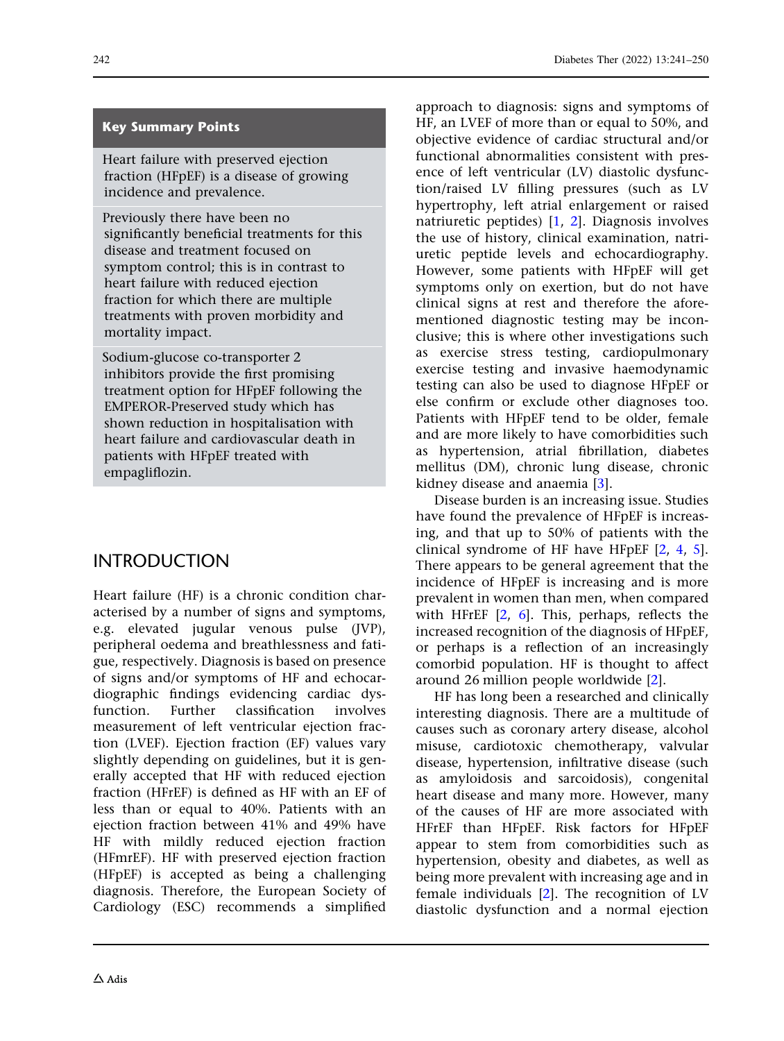## Key Summary Points

Heart failure with preserved ejection fraction (HFpEF) is a disease of growing incidence and prevalence.

Previously there have been no significantly beneficial treatments for this disease and treatment focused on symptom control; this is in contrast to heart failure with reduced ejection fraction for which there are multiple treatments with proven morbidity and mortality impact.

Sodium-glucose co-transporter 2 inhibitors provide the first promising treatment option for HFpEF following the EMPEROR-Preserved study which has shown reduction in hospitalisation with heart failure and cardiovascular death in patients with HFpEF treated with empagliflozin.

## INTRODUCTION

Heart failure (HF) is a chronic condition characterised by a number of signs and symptoms, e.g. elevated jugular venous pulse (JVP), peripheral oedema and breathlessness and fatigue, respectively. Diagnosis is based on presence of signs and/or symptoms of HF and echocardiographic findings evidencing cardiac dysfunction. Further classification involves measurement of left ventricular ejection fraction (LVEF). Ejection fraction (EF) values vary slightly depending on guidelines, but it is generally accepted that HF with reduced ejection fraction (HFrEF) is defined as HF with an EF of less than or equal to 40%. Patients with an ejection fraction between 41% and 49% have HF with mildly reduced ejection fraction (HFmrEF). HF with preserved ejection fraction (HFpEF) is accepted as being a challenging diagnosis. Therefore, the European Society of Cardiology (ESC) recommends a simplified approach to diagnosis: signs and symptoms of HF, an LVEF of more than or equal to 50%, and objective evidence of cardiac structural and/or functional abnormalities consistent with presence of left ventricular (LV) diastolic dysfunction/raised LV filling pressures (such as LV hypertrophy, left atrial enlargement or raised natriuretic peptides) [1, 2]. Diagnosis involves the use of history, clinical examination, natriuretic peptide levels and echocardiography. However, some patients with HFpEF will get symptoms only on exertion, but do not have clinical signs at rest and therefore the aforementioned diagnostic testing may be inconclusive; this is where other investigations such as exercise stress testing, cardiopulmonary exercise testing and invasive haemodynamic testing can also be used to diagnose HFpEF or else confirm or exclude other diagnoses too. Patients with HFpEF tend to be older, female and are more likely to have comorbidities such as hypertension, atrial fibrillation, diabetes mellitus (DM), chronic lung disease, chronic kidney disease and anaemia [3].

Disease burden is an increasing issue. Studies have found the prevalence of HFpEF is increasing, and that up to 50% of patients with the clinical syndrome of HF have HFpEF [2, 4, 5]. There appears to be general agreement that the incidence of HFpEF is increasing and is more prevalent in women than men, when compared with HFrEF [2, 6]. This, perhaps, reflects the increased recognition of the diagnosis of HFpEF, or perhaps is a reflection of an increasingly comorbid population. HF is thought to affect around 26 million people worldwide [2].

HF has long been a researched and clinically interesting diagnosis. There are a multitude of causes such as coronary artery disease, alcohol misuse, cardiotoxic chemotherapy, valvular disease, hypertension, infiltrative disease (such as amyloidosis and sarcoidosis), congenital heart disease and many more. However, many of the causes of HF are more associated with HFrEF than HFpEF. Risk factors for HFpEF appear to stem from comorbidities such as hypertension, obesity and diabetes, as well as being more prevalent with increasing age and in female individuals [2]. The recognition of LV diastolic dysfunction and a normal ejection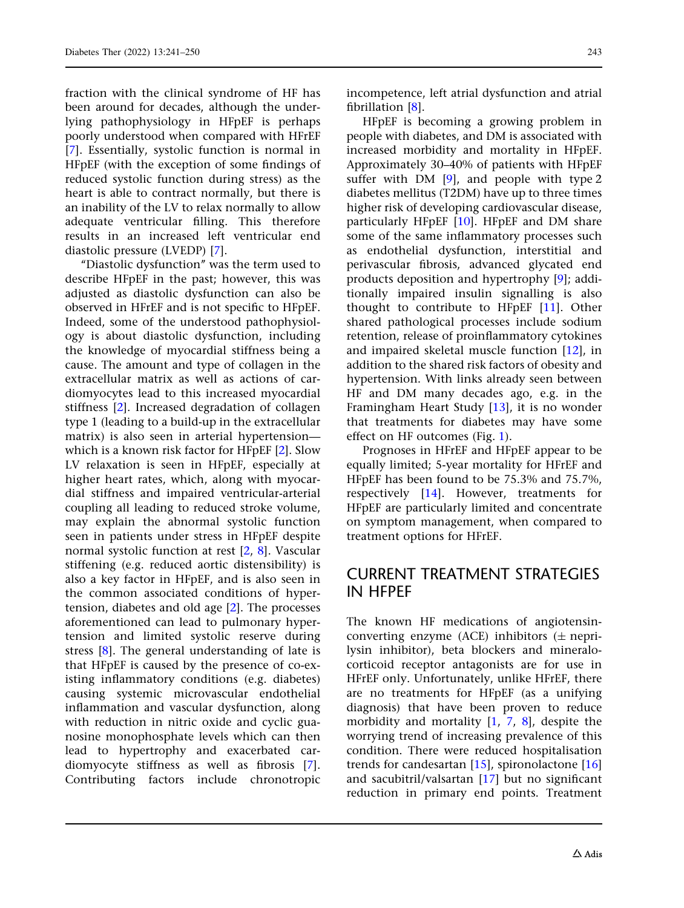fraction with the clinical syndrome of HF has been around for decades, although the underlying pathophysiology in HFpEF is perhaps poorly understood when compared with HFrEF [7]. Essentially, systolic function is normal in HFpEF (with the exception of some findings of reduced systolic function during stress) as the heart is able to contract normally, but there is an inability of the LV to relax normally to allow adequate ventricular filling. This therefore results in an increased left ventricular end diastolic pressure (LVEDP) [7].

"Diastolic dysfunction" was the term used to describe HFpEF in the past; however, this was adjusted as diastolic dysfunction can also be observed in HFrEF and is not specific to HFpEF. Indeed, some of the understood pathophysiology is about diastolic dysfunction, including the knowledge of myocardial stiffness being a cause. The amount and type of collagen in the extracellular matrix as well as actions of cardiomyocytes lead to this increased myocardial stiffness [2]. Increased degradation of collagen type 1 (leading to a build-up in the extracellular matrix) is also seen in arterial hypertension—which is a known risk factor for HFpEF [2]. Slow LV relaxation is seen in HFpEF, especially at higher heart rates, which, along with myocardial stiffness and impaired ventricular-arterial coupling all leading to reduced stroke volume, may explain the abnormal systolic function seen in patients under stress in HFpEF despite normal systolic function at rest [2, 8]. Vascular stiffening (e.g. reduced aortic distensibility) is also a key factor in HFpEF, and is also seen in the common associated conditions of hypertension, diabetes and old age [2]. The processes aforementioned can lead to pulmonary hypertension and limited systolic reserve during stress [8]. The general understanding of late is that HFpEF is caused by the presence of co-existing inflammatory conditions (e.g. diabetes) causing systemic microvascular endothelial inflammation and vascular dysfunction, along with reduction in nitric oxide and cyclic guanosine monophosphate levels which can then lead to hypertrophy and exacerbated cardiomyocyte stiffness as well as fibrosis [7]. Contributing factors include chronotropic incompetence, left atrial dysfunction and atrial fibrillation [8].

HFpEF is becoming a growing problem in people with diabetes, and DM is associated with increased morbidity and mortality in HFpEF. Approximately 30–40% of patients with HFpEF suffer with DM [9], and people with type 2 diabetes mellitus (T2DM) have up to three times higher risk of developing cardiovascular disease, particularly HFpEF [10]. HFpEF and DM share some of the same inflammatory processes such as endothelial dysfunction, interstitial and perivascular fibrosis, advanced glycated end products deposition and hypertrophy [9]; additionally impaired insulin signalling is also thought to contribute to HFpEF [11]. Other shared pathological processes include sodium retention, release of proinflammatory cytokines and impaired skeletal muscle function [12], in addition to the shared risk factors of obesity and hypertension. With links already seen between HF and DM many decades ago, e.g. in the Framingham Heart Study [13], it is no wonder that treatments for diabetes may have some effect on HF outcomes (Fig. 1).

Prognoses in HFrEF and HFpEF appear to be equally limited; 5-year mortality for HFrEF and HFpEF has been found to be 75.3% and 75.7%, respectively [14]. However, treatments for HFpEF are particularly limited and concentrate on symptom management, when compared to treatment options for HFrEF.

## CURRENT TREATMENT STRATEGIES IN HFPEF

The known HF medications of angiotensin-converting enzyme (ACE) inhibitors (± neprilysin inhibitor), beta blockers and mineralocorticoid receptor antagonists are for use in HFrEF only. Unfortunately, unlike HFrEF, there are no treatments for HFpEF (as a unifying diagnosis) that have been proven to reduce morbidity and mortality [1, 7, 8], despite the worrying trend of increasing prevalence of this condition. There were reduced hospitalisation trends for candesartan [15], spironolactone [16] and sacubitril/valsartan [17] but no significant reduction in primary end points. Treatment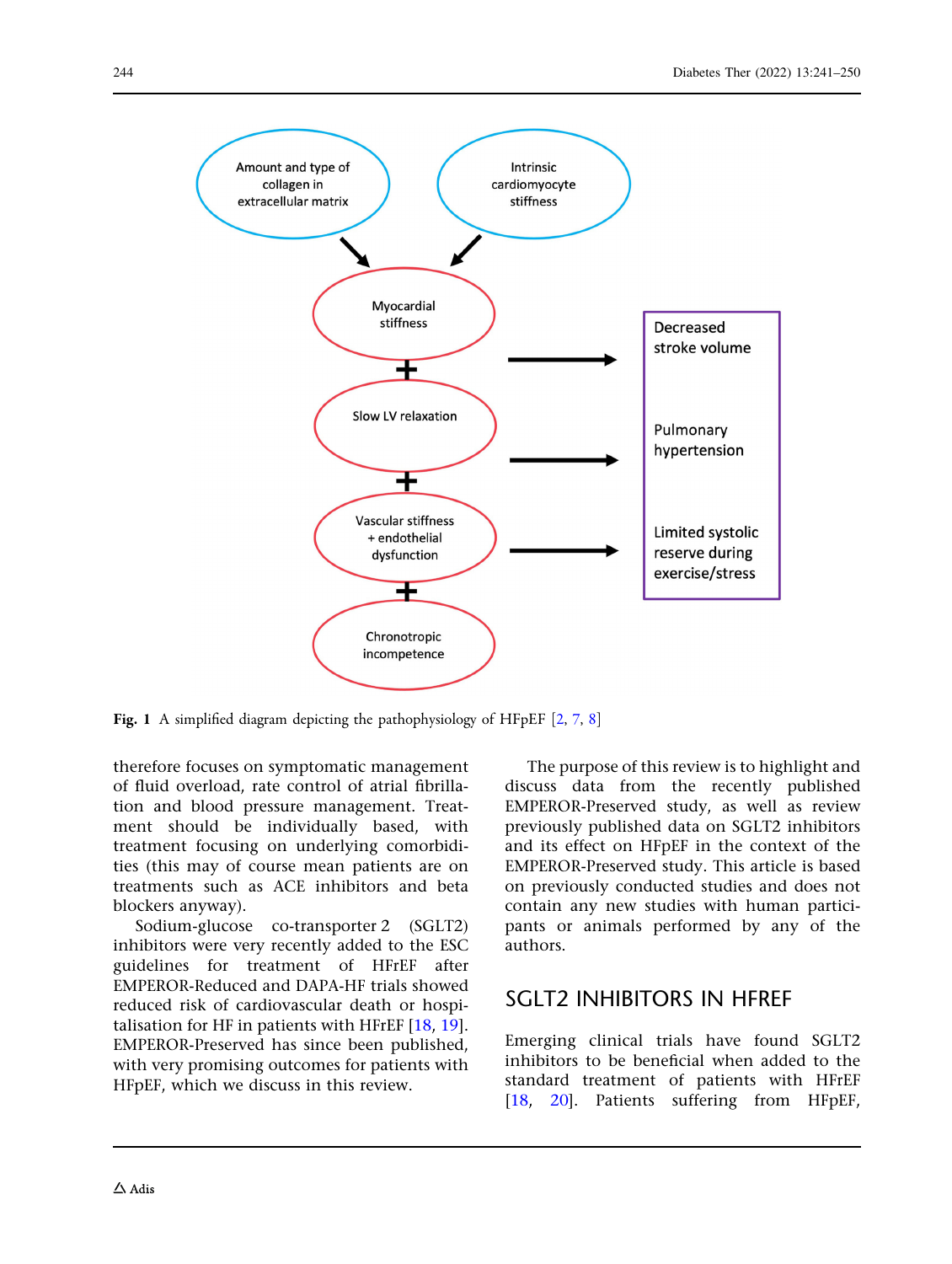Amount and type of collagen in extracellular matrix

Intrinsic cardiomyocyte stiffness

Myocardial stiffness

+

Slow LV relaxation

+

Vascular stiffness + endothelial dysfunction

+

Chronotropic incompetence

Decreased stroke volume

Pulmonary hypertension

Limited systolic reserve during exercise/stress

**Fig. 1** A simplified diagram depicting the pathophysiology of HFpEF [2, 7, 8]

therefore focuses on symptomatic management of fluid overload, rate control of atrial fibrillation and blood pressure management. Treatment should be individually based, with treatment focusing on underlying comorbidities (this may of course mean patients are on treatments such as ACE inhibitors and beta blockers anyway).

Sodium-glucose co-transporter 2 (SGLT2) inhibitors were very recently added to the ESC guidelines for treatment of HFrEF after EMPEROR-Reduced and DAPA-HF trials showed reduced risk of cardiovascular death or hospitalisation for HF in patients with HFrEF [18, 19]. EMPEROR-Preserved has since been published, with very promising outcomes for patients with HFpEF, which we discuss in this review.

The purpose of this review is to highlight and discuss data from the recently published EMPEROR-Preserved study, as well as review previously published data on SGLT2 inhibitors and its effect on HFpEF in the context of the EMPEROR-Preserved study. This article is based on previously conducted studies and does not contain any new studies with human participants or animals performed by any of the authors.

## SGLT2 INHIBITORS IN HFREF

Emerging clinical trials have found SGLT2 inhibitors to be beneficial when added to the standard treatment of patients with HFrEF [18, 20]. Patients suffering from HFpEF,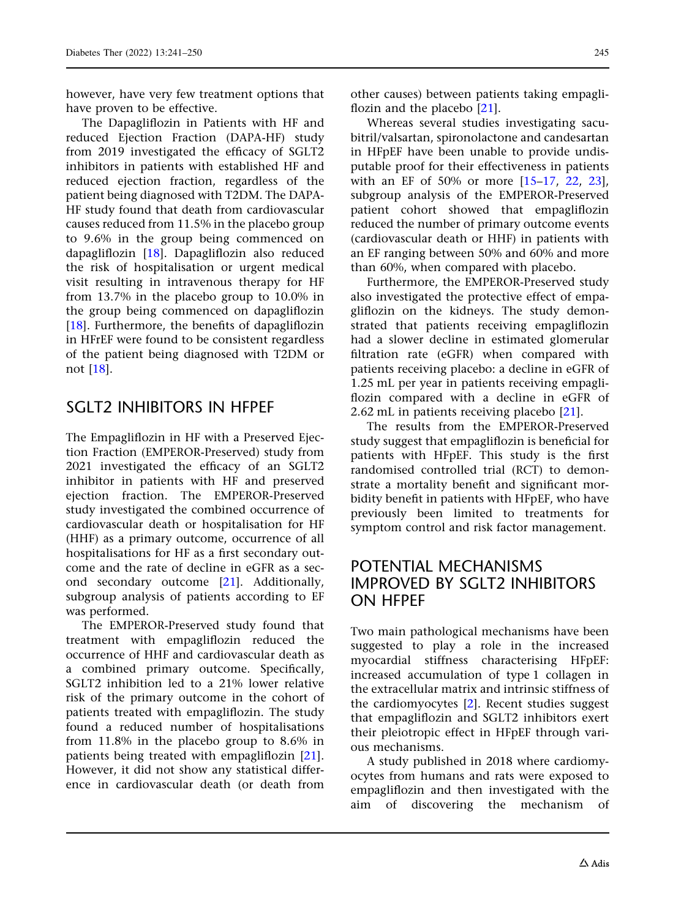however, have very few treatment options that have proven to be effective.

The Dapagliflozin in Patients with HF and reduced Ejection Fraction (DAPA-HF) study from 2019 investigated the efficacy of SGLT2 inhibitors in patients with established HF and reduced ejection fraction, regardless of the patient being diagnosed with T2DM. The DAPA-HF study found that death from cardiovascular causes reduced from 11.5% in the placebo group to 9.6% in the group being commenced on dapagliflozin [18]. Dapagliflozin also reduced the risk of hospitalisation or urgent medical visit resulting in intravenous therapy for HF from 13.7% in the placebo group to 10.0% in the group being commenced on dapagliflozin [18]. Furthermore, the benefits of dapagliflozin in HFrEF were found to be consistent regardless of the patient being diagnosed with T2DM or not [18].

## SGLT2 INHIBITORS IN HFPEF

The Empagliflozin in HF with a Preserved Ejection Fraction (EMPEROR-Preserved) study from 2021 investigated the efficacy of an SGLT2 inhibitor in patients with HF and preserved ejection fraction. The EMPEROR-Preserved study investigated the combined occurrence of cardiovascular death or hospitalisation for HF (HHF) as a primary outcome, occurrence of all hospitalisations for HF as a first secondary outcome and the rate of decline in eGFR as a second secondary outcome [21]. Additionally, subgroup analysis of patients according to EF was performed.

The EMPEROR-Preserved study found that treatment with empagliflozin reduced the occurrence of HHF and cardiovascular death as a combined primary outcome. Specifically, SGLT2 inhibition led to a 21% lower relative risk of the primary outcome in the cohort of patients treated with empagliflozin. The study found a reduced number of hospitalisations from 11.8% in the placebo group to 8.6% in patients being treated with empagliflozin [21]. However, it did not show any statistical difference in cardiovascular death (or death from other causes) between patients taking empagliflozin and the placebo [21].

Whereas several studies investigating sacubitril/valsartan, spironolactone and candesartan in HFpEF have been unable to provide undisputable proof for their effectiveness in patients with an EF of 50% or more [15–17, 22, 23], subgroup analysis of the EMPEROR-Preserved patient cohort showed that empagliflozin reduced the number of primary outcome events (cardiovascular death or HHF) in patients with an EF ranging between 50% and 60% and more than 60%, when compared with placebo.

Furthermore, the EMPEROR-Preserved study also investigated the protective effect of empagliflozin on the kidneys. The study demonstrated that patients receiving empagliflozin had a slower decline in estimated glomerular filtration rate (eGFR) when compared with patients receiving placebo: a decline in eGFR of 1.25 mL per year in patients receiving empagliflozin compared with a decline in eGFR of 2.62 mL in patients receiving placebo [21].

The results from the EMPEROR-Preserved study suggest that empagliflozin is beneficial for patients with HFpEF. This study is the first randomised controlled trial (RCT) to demonstrate a mortality benefit and significant morbidity benefit in patients with HFpEF, who have previously been limited to treatments for symptom control and risk factor management.

## POTENTIAL MECHANISMS IMPROVED BY SGLT2 INHIBITORS ON HFPEF

Two main pathological mechanisms have been suggested to play a role in the increased myocardial stiffness characterising HFpEF: increased accumulation of type 1 collagen in the extracellular matrix and intrinsic stiffness of the cardiomyocytes [2]. Recent studies suggest that empagliflozin and SGLT2 inhibitors exert their pleiotropic effect in HFpEF through various mechanisms.

A study published in 2018 where cardiomyocytes from humans and rats were exposed to empagliflozin and then investigated with the aim of discovering the mechanism of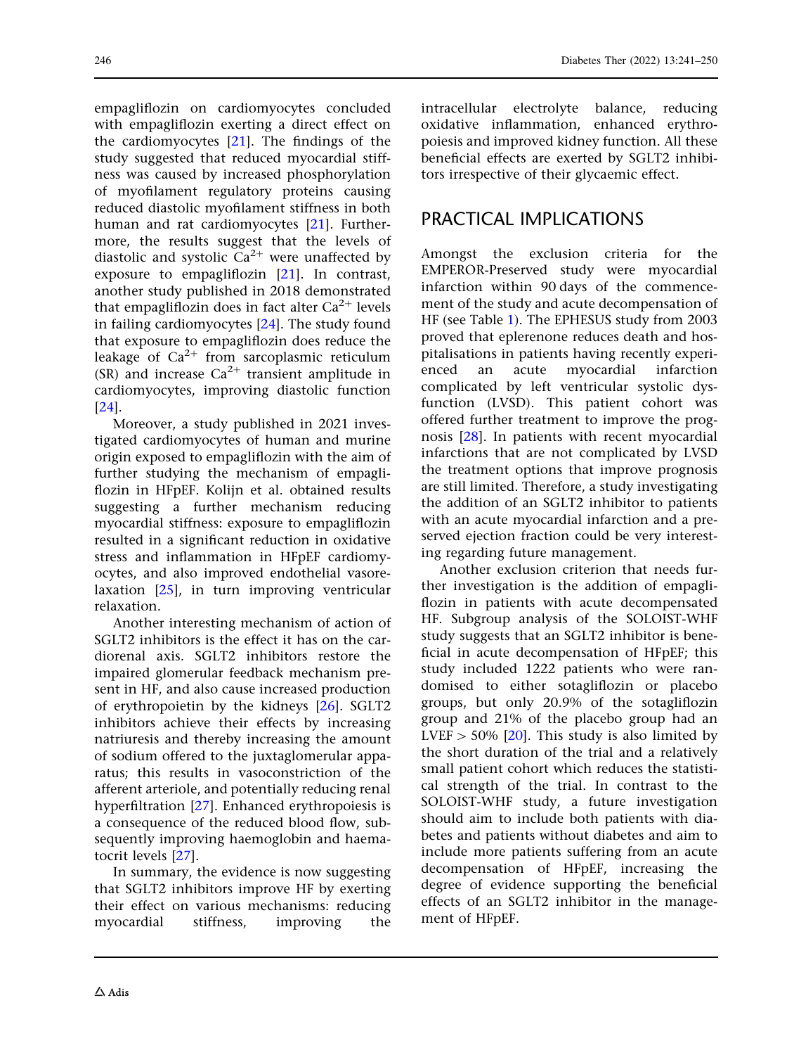empagliflozin on cardiomyocytes concluded with empagliflozin exerting a direct effect on the cardiomyocytes [21]. The findings of the study suggested that reduced myocardial stiffness was caused by increased phosphorylation of myofilament regulatory proteins causing reduced diastolic myofilament stiffness in both human and rat cardiomyocytes [21]. Furthermore, the results suggest that the levels of diastolic and systolic $Ca^{2+}$ were unaffected by exposure to empagliflozin [21]. In contrast, another study published in 2018 demonstrated that empagliflozin does in fact alter $Ca^{2+}$ levels in failing cardiomyocytes [24]. The study found that exposure to empagliflozin does reduce the leakage of $Ca^{2+}$ from sarcoplasmic reticulum (SR) and increase $Ca^{2+}$ transient amplitude in cardiomyocytes, improving diastolic function [24].

Moreover, a study published in 2021 investigated cardiomyocytes of human and murine origin exposed to empagliflozin with the aim of further studying the mechanism of empagliflozin in HFpEF. Kolijn et al. obtained results suggesting a further mechanism reducing myocardial stiffness: exposure to empagliflozin resulted in a significant reduction in oxidative stress and inflammation in HFpEF cardiomyocytes, and also improved endothelial vasorelaxation [25], in turn improving ventricular relaxation.

Another interesting mechanism of action of SGLT2 inhibitors is the effect it has on the cardiorenal axis. SGLT2 inhibitors restore the impaired glomerular feedback mechanism present in HF, and also cause increased production of erythropoietin by the kidneys [26]. SGLT2 inhibitors achieve their effects by increasing natriuresis and thereby increasing the amount of sodium offered to the juxtaglomerular apparatus; this results in vasoconstriction of the afferent arteriole, and potentially reducing renal hyperfiltration [27]. Enhanced erythropoiesis is a consequence of the reduced blood flow, subsequently improving haemoglobin and haematocrit levels [27].

In summary, the evidence is now suggesting that SGLT2 inhibitors improve HF by exerting their effect on various mechanisms: reducing myocardial stiffness, improving the intracellular electrolyte balance, reducing oxidative inflammation, enhanced erythropoiesis and improved kidney function. All these beneficial effects are exerted by SGLT2 inhibitors irrespective of their glycaemic effect.

## PRACTICAL IMPLICATIONS

Amongst the exclusion criteria for the EMPEROR-Preserved study were myocardial infarction within 90 days of the commencement of the study and acute decompensation of HF (see Table 1). The EPHESUS study from 2003 proved that eplerenone reduces death and hospitalisations in patients having recently experienced an acute myocardial infarction complicated by left ventricular systolic dysfunction (LVSD). This patient cohort was offered further treatment to improve the prognosis [28]. In patients with recent myocardial infarctions that are not complicated by LVSD the treatment options that improve prognosis are still limited. Therefore, a study investigating the addition of an SGLT2 inhibitor to patients with an acute myocardial infarction and a preserved ejection fraction could be very interesting regarding future management.

Another exclusion criterion that needs further investigation is the addition of empagliflozin in patients with acute decompensated HF. Subgroup analysis of the SOLOIST-WHF study suggests that an SGLT2 inhibitor is beneficial in acute decompensation of HFpEF; this study included 1222 patients who were randomised to either sotagliflozin or placebo groups, but only 20.9% of the sotagliflozin group and 21% of the placebo group had an LVEF > 50% [20]. This study is also limited by the short duration of the trial and a relatively small patient cohort which reduces the statistical strength of the trial. In contrast to the SOLOIST-WHF study, a future investigation should aim to include both patients with diabetes and patients without diabetes and aim to include more patients suffering from an acute decompensation of HFpEF, increasing the degree of evidence supporting the beneficial effects of an SGLT2 inhibitor in the management of HFpEF.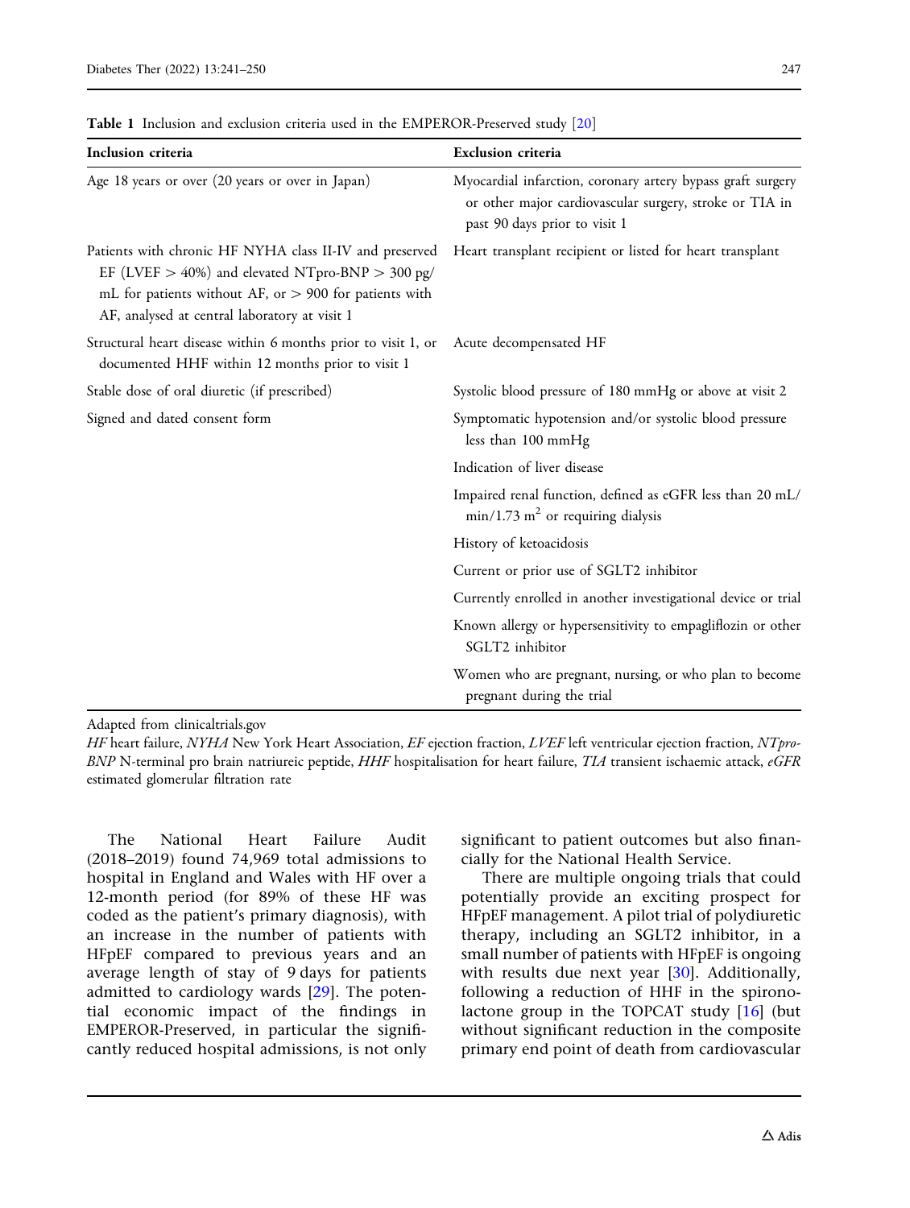**Table 1** Inclusion and exclusion criteria used in the EMPEROR-Preserved study [20]

| Inclusion criteria | Exclusion criteria |
| --- | --- |
| Age 18 years or over (20 years or over in Japan) | Myocardial infarction, coronary artery bypass graft surgery or other major cardiovascular surgery, stroke or TIA in past 90 days prior to visit 1 |
| Patients with chronic HF NYHA class II-IV and preserved EF (LVEF > 40%) and elevated NTpro-BNP > 300 pg/mL for patients without AF, or > 900 for patients with AF, analysed at central laboratory at visit 1 | Heart transplant recipient or listed for heart transplant |
| Structural heart disease within 6 months prior to visit 1, or documented HHF within 12 months prior to visit 1 | Acute decompensated HF |
| Stable dose of oral diuretic (if prescribed) | Systolic blood pressure of 180 mmHg or above at visit 2 |
| Signed and dated consent form | Symptomatic hypotension and/or systolic blood pressure less than 100 mmHg |
| | Indication of liver disease |
| | Impaired renal function, defined as eGFR less than 20 mL/min/1.73 $m^2$ or requiring dialysis |
| | History of ketoacidosis |
| | Current or prior use of SGLT2 inhibitor |
| | Currently enrolled in another investigational device or trial |
| | Known allergy or hypersensitivity to empagliflozin or other SGLT2 inhibitor |
| | Women who are pregnant, nursing, or who plan to become pregnant during the trial |

Adapted from clinicaltrials.gov

*HF* heart failure, *NYHA* New York Heart Association, *EF* ejection fraction, *LVEF* left ventricular ejection fraction, *NTpro-BNP* N-terminal pro brain natriureic peptide, *HHF* hospitalisation for heart failure, *TIA* transient ischaemic attack, *eGFR* estimated glomerular filtration rate

The National Heart Failure Audit (2018–2019) found 74,969 total admissions to hospital in England and Wales with HF over a 12-month period (for 89% of these HF was coded as the patient's primary diagnosis), with an increase in the number of patients with HFpEF compared to previous years and an average length of stay of 9 days for patients admitted to cardiology wards [29]. The potential economic impact of the findings in EMPEROR-Preserved, in particular the significantly reduced hospital admissions, is not only significant to patient outcomes but also financially for the National Health Service.

There are multiple ongoing trials that could potentially provide an exciting prospect for HFpEF management. A pilot trial of polydiuretic therapy, including an SGLT2 inhibitor, in a small number of patients with HFpEF is ongoing with results due next year [30]. Additionally, following a reduction of HHF in the spironolactone group in the TOPCAT study [16] (but without significant reduction in the composite primary end point of death from cardiovascular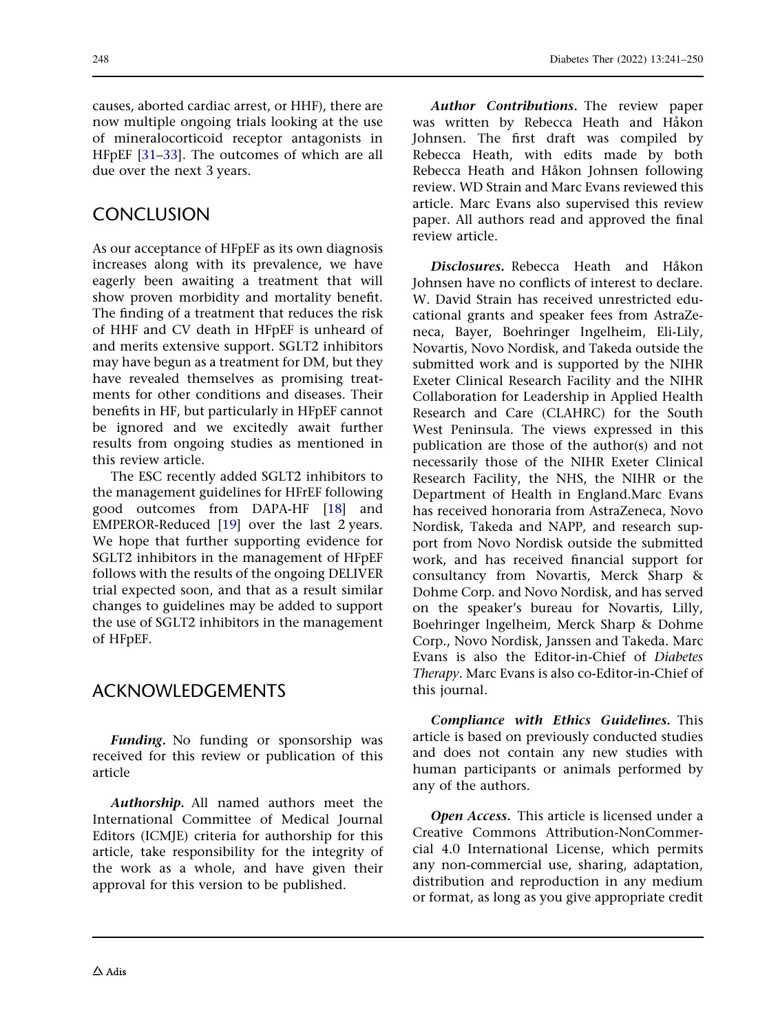causes, aborted cardiac arrest, or HHF), there are now multiple ongoing trials looking at the use of mineralocorticoid receptor antagonists in HFpEF [31–33]. The outcomes of which are all due over the next 3 years.

## CONCLUSION

As our acceptance of HFpEF as its own diagnosis increases along with its prevalence, we have eagerly been awaiting a treatment that will show proven morbidity and mortality benefit. The finding of a treatment that reduces the risk of HHF and CV death in HFpEF is unheard of and merits extensive support. SGLT2 inhibitors may have begun as a treatment for DM, but they have revealed themselves as promising treatments for other conditions and diseases. Their benefits in HF, but particularly in HFpEF cannot be ignored and we excitedly await further results from ongoing studies as mentioned in this review article.

The ESC recently added SGLT2 inhibitors to the management guidelines for HFrEF following good outcomes from DAPA-HF [18] and EMPEROR-Reduced [19] over the last 2 years. We hope that further supporting evidence for SGLT2 inhibitors in the management of HFpEF follows with the results of the ongoing DELIVER trial expected soon, and that as a result similar changes to guidelines may be added to support the use of SGLT2 inhibitors in the management of HFpEF.

## ACKNOWLEDGEMENTS

***Funding.*** No funding or sponsorship was received for this review or publication of this article

***Authorship.*** All named authors meet the International Committee of Medical Journal Editors (ICMJE) criteria for authorship for this article, take responsibility for the integrity of the work as a whole, and have given their approval for this version to be published.

***Author Contributions.*** The review paper was written by Rebecca Heath and Håkon Johnsen. The first draft was compiled by Rebecca Heath, with edits made by both Rebecca Heath and Håkon Johnsen following review. WD Strain and Marc Evans reviewed this article. Marc Evans also supervised this review paper. All authors read and approved the final review article.

***Disclosures.*** Rebecca Heath and Håkon Johnsen have no conflicts of interest to declare. W. David Strain has received unrestricted educational grants and speaker fees from AstraZeneca, Bayer, Boehringer Ingelheim, Eli-Lily, Novartis, Novo Nordisk, and Takeda outside the submitted work and is supported by the NIHR Exeter Clinical Research Facility and the NIHR Collaboration for Leadership in Applied Health Research and Care (CLAHRC) for the South West Peninsula. The views expressed in this publication are those of the author(s) and not necessarily those of the NIHR Exeter Clinical Research Facility, the NHS, the NIHR or the Department of Health in England.Marc Evans has received honoraria from AstraZeneca, Novo Nordisk, Takeda and NAPP, and research support from Novo Nordisk outside the submitted work, and has received financial support for consultancy from Novartis, Merck Sharp & Dohme Corp. and Novo Nordisk, and has served on the speaker's bureau for Novartis, Lilly, Boehringer lngelheim, Merck Sharp & Dohme Corp., Novo Nordisk, Janssen and Takeda. Marc Evans is also the Editor-in-Chief of *Diabetes Therapy*. Marc Evans is also co-Editor-in-Chief of this journal.

***Compliance with Ethics Guidelines.*** This article is based on previously conducted studies and does not contain any new studies with human participants or animals performed by any of the authors.

***Open Access.*** This article is licensed under a Creative Commons Attribution-NonCommercial 4.0 International License, which permits any non-commercial use, sharing, adaptation, distribution and reproduction in any medium or format, as long as you give appropriate credit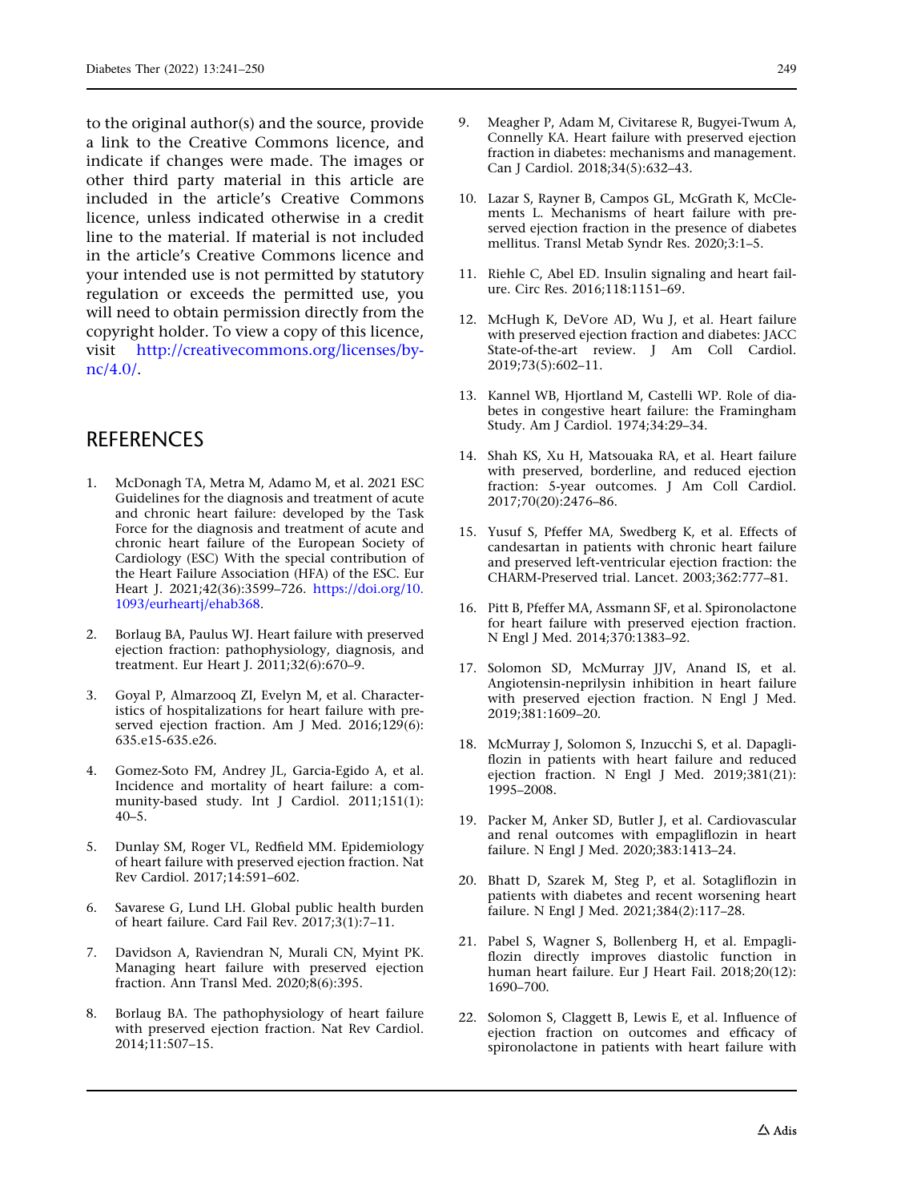to the original author(s) and the source, provide a link to the Creative Commons licence, and indicate if changes were made. The images or other third party material in this article are included in the article's Creative Commons licence, unless indicated otherwise in a credit line to the material. If material is not included in the article's Creative Commons licence and your intended use is not permitted by statutory regulation or exceeds the permitted use, you will need to obtain permission directly from the copyright holder. To view a copy of this licence, visit http://creativecommons.org/licenses/by-nc/4.0/.

## REFERENCES

1. McDonagh TA, Metra M, Adamo M, et al. 2021 ESC Guidelines for the diagnosis and treatment of acute and chronic heart failure: developed by the Task Force for the diagnosis and treatment of acute and chronic heart failure of the European Society of Cardiology (ESC) With the special contribution of the Heart Failure Association (HFA) of the ESC. Eur Heart J. 2021;42(36):3599–726. https://doi.org/10.1093/eurheartj/ehab368.

2. Borlaug BA, Paulus WJ. Heart failure with preserved ejection fraction: pathophysiology, diagnosis, and treatment. Eur Heart J. 2011;32(6):670–9.

3. Goyal P, Almarzooq ZI, Evelyn M, et al. Characteristics of hospitalizations for heart failure with preserved ejection fraction. Am J Med. 2016;129(6): 635.e15-635.e26.

4. Gomez-Soto FM, Andrey JL, Garcia-Egido A, et al. Incidence and mortality of heart failure: a community-based study. Int J Cardiol. 2011;151(1): 40–5.

5. Dunlay SM, Roger VL, Redfield MM. Epidemiology of heart failure with preserved ejection fraction. Nat Rev Cardiol. 2017;14:591–602.

6. Savarese G, Lund LH. Global public health burden of heart failure. Card Fail Rev. 2017;3(1):7–11.

7. Davidson A, Raviendran N, Murali CN, Myint PK. Managing heart failure with preserved ejection fraction. Ann Transl Med. 2020;8(6):395.

8. Borlaug BA. The pathophysiology of heart failure with preserved ejection fraction. Nat Rev Cardiol. 2014;11:507–15.

9. Meagher P, Adam M, Civitarese R, Bugyei-Twum A, Connelly KA. Heart failure with preserved ejection fraction in diabetes: mechanisms and management. Can J Cardiol. 2018;34(5):632–43.

10. Lazar S, Rayner B, Campos GL, McGrath K, McClements L. Mechanisms of heart failure with preserved ejection fraction in the presence of diabetes mellitus. Transl Metab Syndr Res. 2020;3:1–5.

11. Riehle C, Abel ED. Insulin signaling and heart failure. Circ Res. 2016;118:1151–69.

12. McHugh K, DeVore AD, Wu J, et al. Heart failure with preserved ejection fraction and diabetes: JACC State-of-the-art review. J Am Coll Cardiol. 2019;73(5):602–11.

13. Kannel WB, Hjortland M, Castelli WP. Role of diabetes in congestive heart failure: the Framingham Study. Am J Cardiol. 1974;34:29–34.

14. Shah KS, Xu H, Matsouaka RA, et al. Heart failure with preserved, borderline, and reduced ejection fraction: 5-year outcomes. J Am Coll Cardiol. 2017;70(20):2476–86.

15. Yusuf S, Pfeffer MA, Swedberg K, et al. Effects of candesartan in patients with chronic heart failure and preserved left-ventricular ejection fraction: the CHARM-Preserved trial. Lancet. 2003;362:777–81.

16. Pitt B, Pfeffer MA, Assmann SF, et al. Spironolactone for heart failure with preserved ejection fraction. N Engl J Med. 2014;370:1383–92.

17. Solomon SD, McMurray JJV, Anand IS, et al. Angiotensin-neprilysin inhibition in heart failure with preserved ejection fraction. N Engl J Med. 2019;381:1609–20.

18. McMurray J, Solomon S, Inzucchi S, et al. Dapagliflozin in patients with heart failure and reduced ejection fraction. N Engl J Med. 2019;381(21): 1995–2008.

19. Packer M, Anker SD, Butler J, et al. Cardiovascular and renal outcomes with empagliflozin in heart failure. N Engl J Med. 2020;383:1413–24.

20. Bhatt D, Szarek M, Steg P, et al. Sotagliflozin in patients with diabetes and recent worsening heart failure. N Engl J Med. 2021;384(2):117–28.

21. Pabel S, Wagner S, Bollenberg H, et al. Empagliflozin directly improves diastolic function in human heart failure. Eur J Heart Fail. 2018;20(12): 1690–700.

22. Solomon S, Claggett B, Lewis E, et al. Influence of ejection fraction on outcomes and efficacy of spironolactone in patients with heart failure with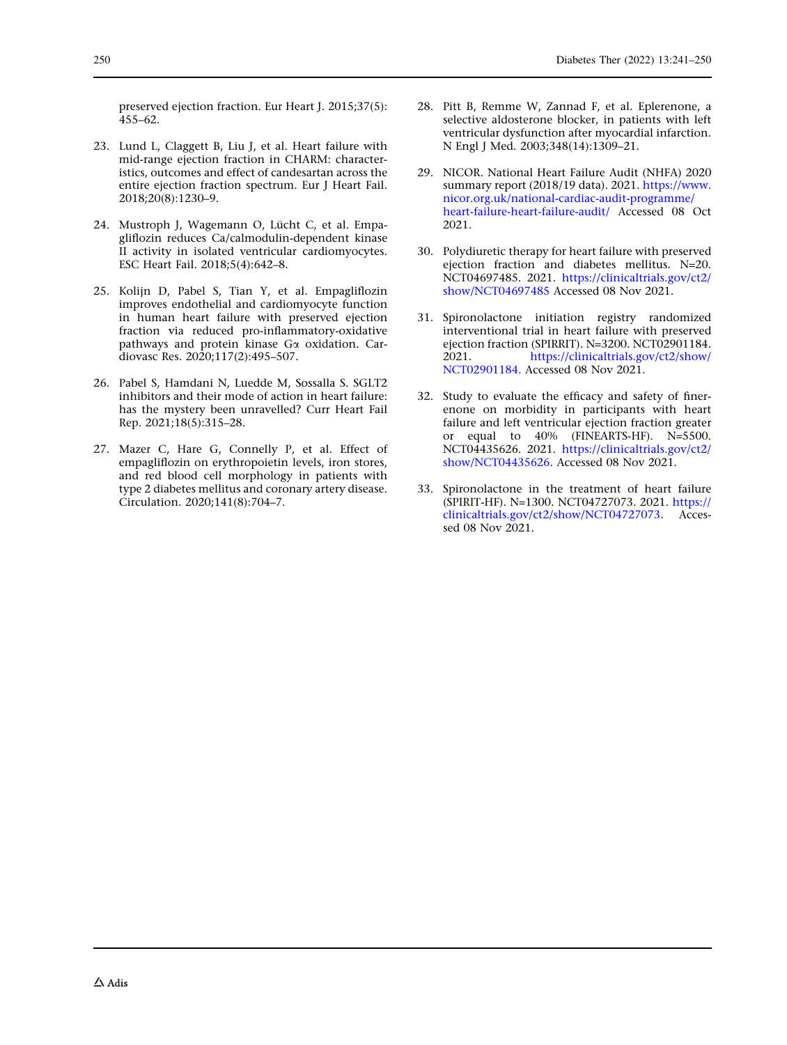preserved ejection fraction. Eur Heart J. 2015;37(5): 455–62.

23. Lund L, Claggett B, Liu J, et al. Heart failure with mid-range ejection fraction in CHARM: characteristics, outcomes and effect of candesartan across the entire ejection fraction spectrum. Eur J Heart Fail. 2018;20(8):1230–9.

24. Mustroph J, Wagemann O, Lücht C, et al. Empagliflozin reduces Ca/calmodulin-dependent kinase II activity in isolated ventricular cardiomyocytes. ESC Heart Fail. 2018;5(4):642–8.

25. Kolijn D, Pabel S, Tian Y, et al. Empagliflozin improves endothelial and cardiomyocyte function in human heart failure with preserved ejection fraction via reduced pro-inflammatory-oxidative pathways and protein kinase Gα oxidation. Cardiovasc Res. 2020;117(2):495–507.

26. Pabel S, Hamdani N, Luedde M, Sossalla S. SGLT2 inhibitors and their mode of action in heart failure: has the mystery been unravelled? Curr Heart Fail Rep. 2021;18(5):315–28.

27. Mazer C, Hare G, Connelly P, et al. Effect of empagliflozin on erythropoietin levels, iron stores, and red blood cell morphology in patients with type 2 diabetes mellitus and coronary artery disease. Circulation. 2020;141(8):704–7.

28. Pitt B, Remme W, Zannad F, et al. Eplerenone, a selective aldosterone blocker, in patients with left ventricular dysfunction after myocardial infarction. N Engl J Med. 2003;348(14):1309–21.

29. NICOR. National Heart Failure Audit (NHFA) 2020 summary report (2018/19 data). 2021. https://www.nicor.org.uk/national-cardiac-audit-programme/heart-failure-heart-failure-audit/ Accessed 08 Oct 2021.

30. Polydiuretic therapy for heart failure with preserved ejection fraction and diabetes mellitus. N=20. NCT04697485. 2021. https://clinicaltrials.gov/ct2/show/NCT04697485 Accessed 08 Nov 2021.

31. Spironolactone initiation registry randomized interventional trial in heart failure with preserved ejection fraction (SPIRRIT). N=3200. NCT02901184. 2021. https://clinicaltrials.gov/ct2/show/NCT02901184. Accessed 08 Nov 2021.

32. Study to evaluate the efficacy and safety of finerenone on morbidity in participants with heart failure and left ventricular ejection fraction greater or equal to 40% (FINEARTS-HF). N=5500. NCT04435626. 2021. https://clinicaltrials.gov/ct2/show/NCT04435626. Accessed 08 Nov 2021.

33. Spironolactone in the treatment of heart failure (SPIRIT-HF). N=1300. NCT04727073. 2021. https://clinicaltrials.gov/ct2/show/NCT04727073. Accessed 08 Nov 2021.